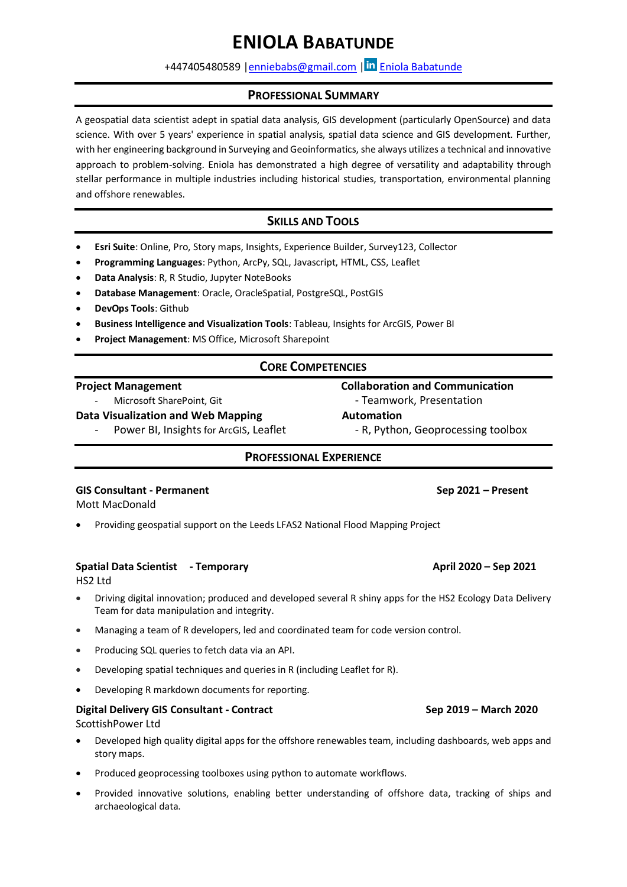# ENIOLA BABATUNDE

+447405480589 | enniebabs@gmail.com | Eniola Babatunde

## PROFESSIONAL SUMMARY

A geospatial data scientist adept in spatial data analysis, GIS development (particularly OpenSource) and data science. With over 5 years' experience in spatial analysis, spatial data science and GIS development. Further, with her engineering background in Surveying and Geoinformatics, she always utilizes a technical and innovative approach to problem-solving. Eniola has demonstrated a high degree of versatility and adaptability through stellar performance in multiple industries including historical studies, transportation, environmental planning and offshore renewables.

## SKILLS AND TOOLS

- **Esri Suite**: Online, Pro, Story maps, Insights, Experience Builder, Survey123, Collector
- **Programming Languages**: Python, ArcPy, SQL, Javascript, HTML, CSS, Leaflet
- **Data Analysis**: R, R Studio, Jupyter NoteBooks
- **Database Management**: Oracle, OracleSpatial, PostgreSQL, PostGIS
- **DevOps Tools**: Github
- **Business Intelligence and Visualization Tools**: Tableau, Insights for ArcGIS, Power BI
- **Project Management**: MS Office, Microsoft Sharepoint

## CORE COMPETENCIES

**Project Management**
- Microsoft SharePoint, Git

**Data Visualization and Web Mapping**
- Power BI, Insights for ArcGIS, Leaflet

**Collaboration and Communication**
- Teamwork, Presentation

**Automation**
- R, Python, Geoprocessing toolbox

## PROFESSIONAL EXPERIENCE

**GIS Consultant - Permanent** — **Sep 2021 – Present**
Mott MacDonald

- Providing geospatial support on the Leeds LFAS2 National Flood Mapping Project

**Spatial Data Scientist - Temporary** — **April 2020 – Sep 2021**
HS2 Ltd

- Driving digital innovation; produced and developed several R shiny apps for the HS2 Ecology Data Delivery Team for data manipulation and integrity.
- Managing a team of R developers, led and coordinated team for code version control.
- Producing SQL queries to fetch data via an API.
- Developing spatial techniques and queries in R (including Leaflet for R).
- Developing R markdown documents for reporting.

**Digital Delivery GIS Consultant - Contract** — **Sep 2019 – March 2020**
ScottishPower Ltd

- Developed high quality digital apps for the offshore renewables team, including dashboards, web apps and story maps.
- Produced geoprocessing toolboxes using python to automate workflows.
- Provided innovative solutions, enabling better understanding of offshore data, tracking of ships and archaeological data.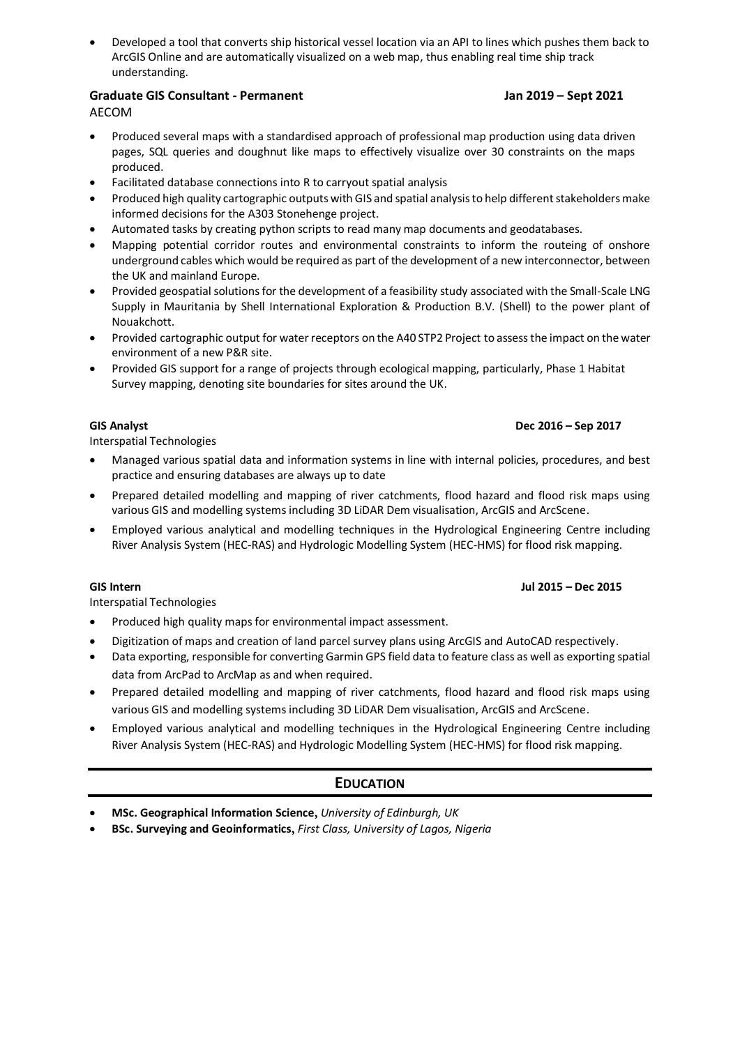- Developed a tool that converts ship historical vessel location via an API to lines which pushes them back to ArcGIS Online and are automatically visualized on a web map, thus enabling real time ship track understanding.

**Graduate GIS Consultant - Permanent** **Jan 2019 – Sept 2021**
AECOM

- Produced several maps with a standardised approach of professional map production using data driven pages, SQL queries and doughnut like maps to effectively visualize over 30 constraints on the maps produced.
- Facilitated database connections into R to carryout spatial analysis
- Produced high quality cartographic outputs with GIS and spatial analysis to help different stakeholders make informed decisions for the A303 Stonehenge project.
- Automated tasks by creating python scripts to read many map documents and geodatabases.
- Mapping potential corridor routes and environmental constraints to inform the routeing of onshore underground cables which would be required as part of the development of a new interconnector, between the UK and mainland Europe.
- Provided geospatial solutions for the development of a feasibility study associated with the Small-Scale LNG Supply in Mauritania by Shell International Exploration & Production B.V. (Shell) to the power plant of Nouakchott.
- Provided cartographic output for water receptors on the A40 STP2 Project to assess the impact on the water environment of a new P&R site.
- Provided GIS support for a range of projects through ecological mapping, particularly, Phase 1 Habitat Survey mapping, denoting site boundaries for sites around the UK.

**GIS Analyst** **Dec 2016 – Sep 2017**
Interspatial Technologies

- Managed various spatial data and information systems in line with internal policies, procedures, and best practice and ensuring databases are always up to date
- Prepared detailed modelling and mapping of river catchments, flood hazard and flood risk maps using various GIS and modelling systems including 3D LiDAR Dem visualisation, ArcGIS and ArcScene.
- Employed various analytical and modelling techniques in the Hydrological Engineering Centre including River Analysis System (HEC-RAS) and Hydrologic Modelling System (HEC-HMS) for flood risk mapping.

**GIS Intern** **Jul 2015 – Dec 2015**
Interspatial Technologies

- Produced high quality maps for environmental impact assessment.
- Digitization of maps and creation of land parcel survey plans using ArcGIS and AutoCAD respectively.
- Data exporting, responsible for converting Garmin GPS field data to feature class as well as exporting spatial data from ArcPad to ArcMap as and when required.
- Prepared detailed modelling and mapping of river catchments, flood hazard and flood risk maps using various GIS and modelling systems including 3D LiDAR Dem visualisation, ArcGIS and ArcScene.
- Employed various analytical and modelling techniques in the Hydrological Engineering Centre including River Analysis System (HEC-RAS) and Hydrologic Modelling System (HEC-HMS) for flood risk mapping.

## EDUCATION

- **MSc. Geographical Information Science,** *University of Edinburgh, UK*
- **BSc. Surveying and Geoinformatics,** *First Class, University of Lagos, Nigeria*